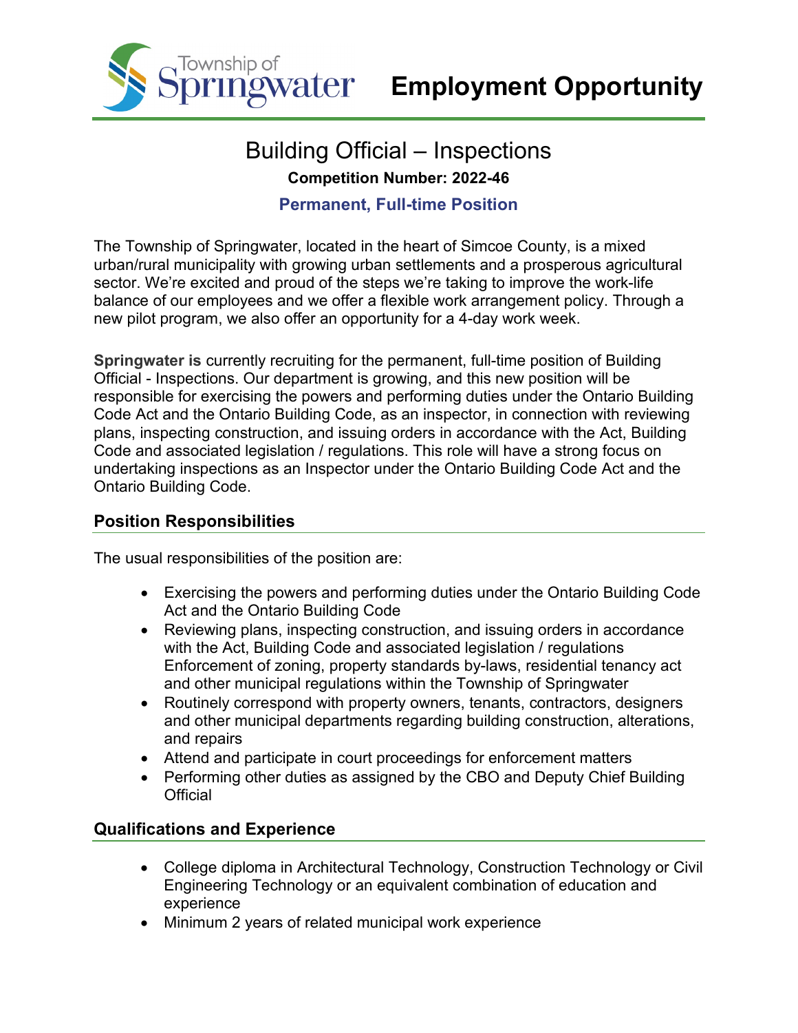Township of Springwater

# Employment Opportunity

## Building Official – Inspections

**Competition Number: 2022-46**

**Permanent, Full-time Position**

The Township of Springwater, located in the heart of Simcoe County, is a mixed urban/rural municipality with growing urban settlements and a prosperous agricultural sector. We're excited and proud of the steps we're taking to improve the work-life balance of our employees and we offer a flexible work arrangement policy. Through a new pilot program, we also offer an opportunity for a 4-day work week.

**Springwater is** currently recruiting for the permanent, full-time position of Building Official - Inspections. Our department is growing, and this new position will be responsible for exercising the powers and performing duties under the Ontario Building Code Act and the Ontario Building Code, as an inspector, in connection with reviewing plans, inspecting construction, and issuing orders in accordance with the Act, Building Code and associated legislation / regulations. This role will have a strong focus on undertaking inspections as an Inspector under the Ontario Building Code Act and the Ontario Building Code.

### Position Responsibilities

The usual responsibilities of the position are:

- Exercising the powers and performing duties under the Ontario Building Code Act and the Ontario Building Code
- Reviewing plans, inspecting construction, and issuing orders in accordance with the Act, Building Code and associated legislation / regulations Enforcement of zoning, property standards by-laws, residential tenancy act and other municipal regulations within the Township of Springwater
- Routinely correspond with property owners, tenants, contractors, designers and other municipal departments regarding building construction, alterations, and repairs
- Attend and participate in court proceedings for enforcement matters
- Performing other duties as assigned by the CBO and Deputy Chief Building Official

### Qualifications and Experience

- College diploma in Architectural Technology, Construction Technology or Civil Engineering Technology or an equivalent combination of education and experience
- Minimum 2 years of related municipal work experience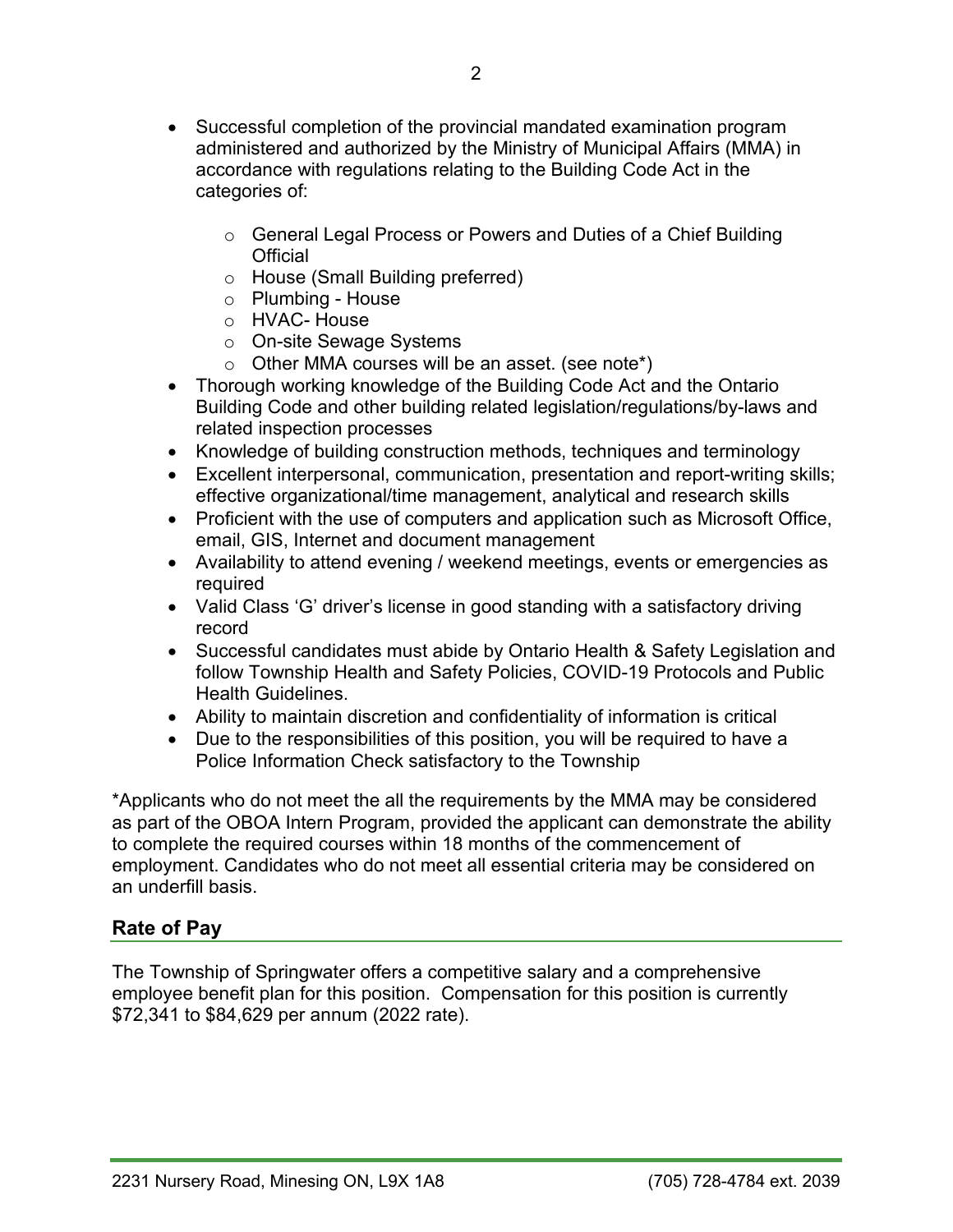- Successful completion of the provincial mandated examination program administered and authorized by the Ministry of Municipal Affairs (MMA) in accordance with regulations relating to the Building Code Act in the categories of:
  - General Legal Process or Powers and Duties of a Chief Building Official
  - House (Small Building preferred)
  - Plumbing - House
  - HVAC- House
  - On-site Sewage Systems
  - Other MMA courses will be an asset. (see note*)
- Thorough working knowledge of the Building Code Act and the Ontario Building Code and other building related legislation/regulations/by-laws and related inspection processes
- Knowledge of building construction methods, techniques and terminology
- Excellent interpersonal, communication, presentation and report-writing skills; effective organizational/time management, analytical and research skills
- Proficient with the use of computers and application such as Microsoft Office, email, GIS, Internet and document management
- Availability to attend evening / weekend meetings, events or emergencies as required
- Valid Class 'G' driver's license in good standing with a satisfactory driving record
- Successful candidates must abide by Ontario Health & Safety Legislation and follow Township Health and Safety Policies, COVID-19 Protocols and Public Health Guidelines.
- Ability to maintain discretion and confidentiality of information is critical
- Due to the responsibilities of this position, you will be required to have a Police Information Check satisfactory to the Township

*Applicants who do not meet the all the requirements by the MMA may be considered as part of the OBOA Intern Program, provided the applicant can demonstrate the ability to complete the required courses within 18 months of the commencement of employment. Candidates who do not meet all essential criteria may be considered on an underfill basis.

## Rate of Pay

The Township of Springwater offers a competitive salary and a comprehensive employee benefit plan for this position. Compensation for this position is currently $72,341 to $84,629 per annum (2022 rate).

2231 Nursery Road, Minesing ON, L9X 1A8 (705) 728-4784 ext. 2039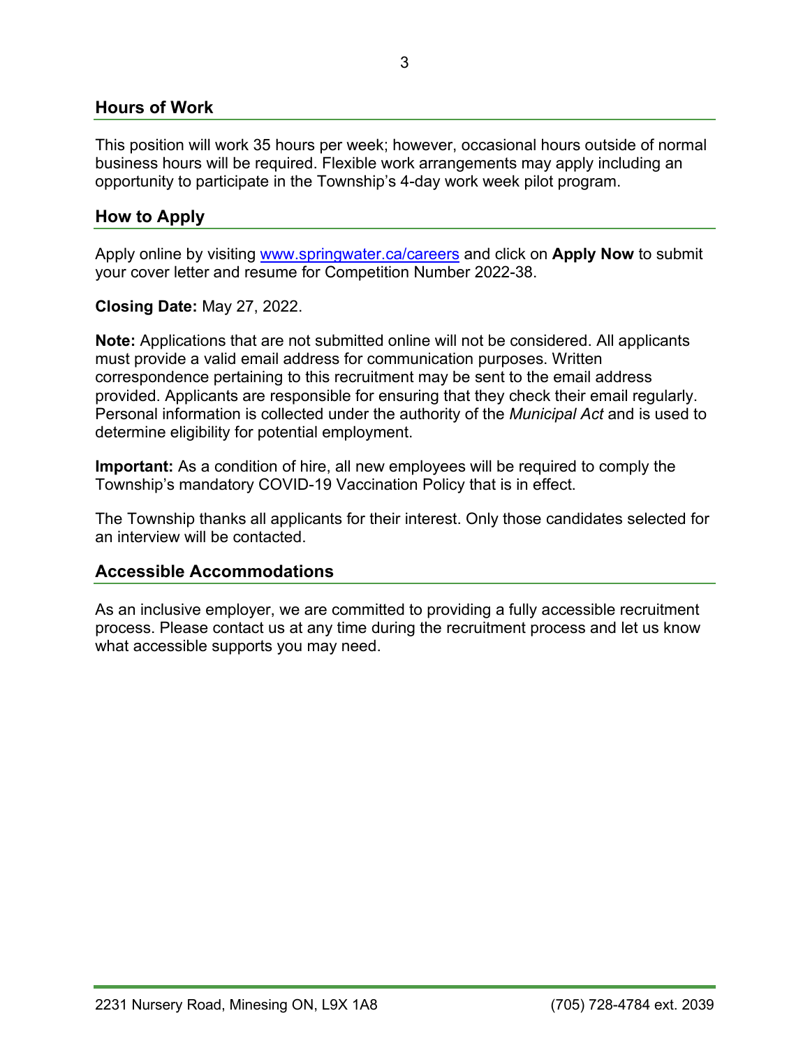## Hours of Work

This position will work 35 hours per week; however, occasional hours outside of normal business hours will be required. Flexible work arrangements may apply including an opportunity to participate in the Township's 4-day work week pilot program.

## How to Apply

Apply online by visiting [www.springwater.ca/careers](www.springwater.ca/careers) and click on **Apply Now** to submit your cover letter and resume for Competition Number 2022-38.

**Closing Date:** May 27, 2022.

**Note:** Applications that are not submitted online will not be considered. All applicants must provide a valid email address for communication purposes. Written correspondence pertaining to this recruitment may be sent to the email address provided. Applicants are responsible for ensuring that they check their email regularly. Personal information is collected under the authority of the *Municipal Act* and is used to determine eligibility for potential employment.

**Important:** As a condition of hire, all new employees will be required to comply the Township's mandatory COVID-19 Vaccination Policy that is in effect.

The Township thanks all applicants for their interest. Only those candidates selected for an interview will be contacted.

## Accessible Accommodations

As an inclusive employer, we are committed to providing a fully accessible recruitment process. Please contact us at any time during the recruitment process and let us know what accessible supports you may need.